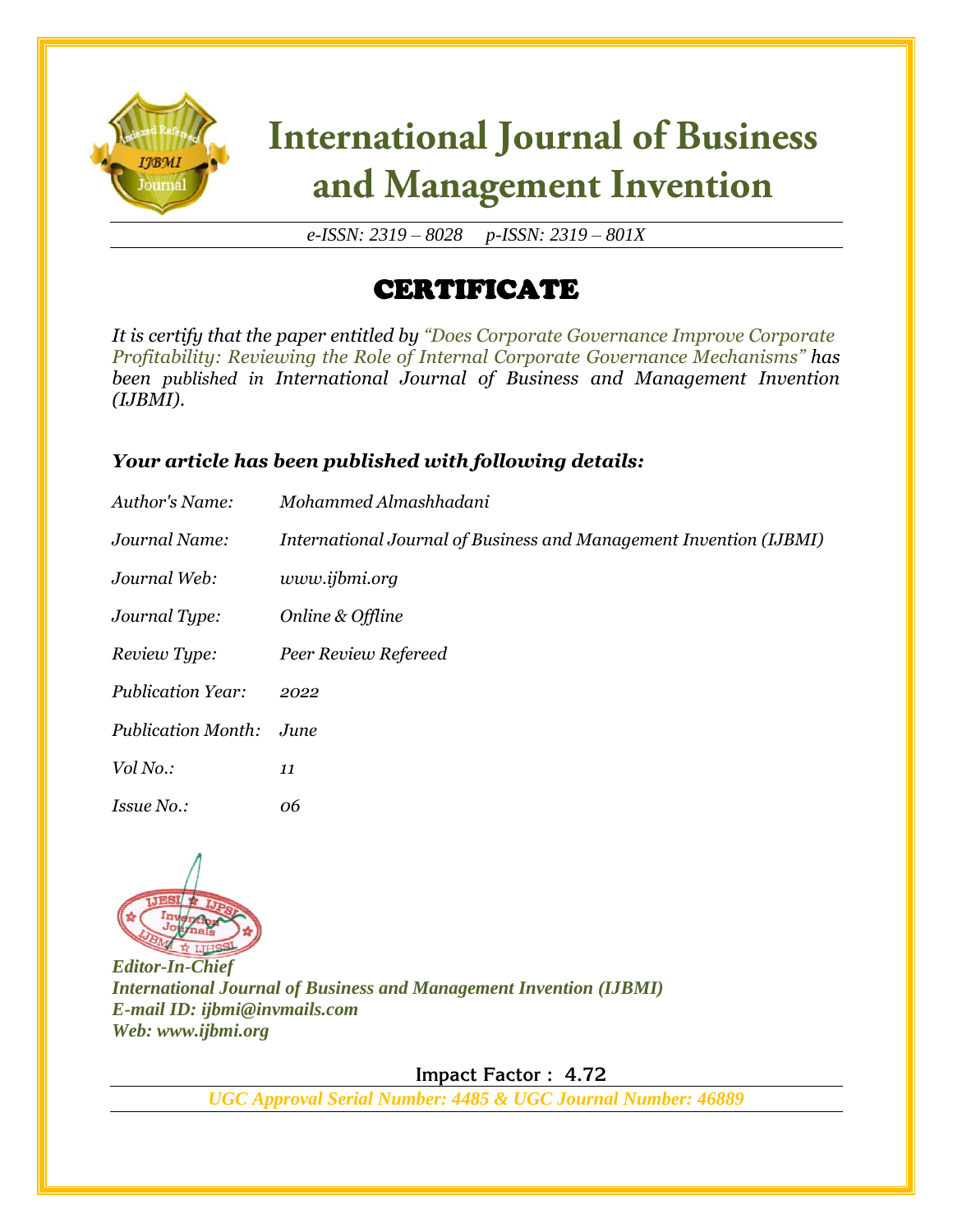# International Journal of Business and Management Invention

*e-ISSN: 2319 – 8028 p-ISSN: 2319 – 801X*

## CERTIFICATE

*It is certify that the paper entitled by "Does Corporate Governance Improve Corporate Profitability: Reviewing the Role of Internal Corporate Governance Mechanisms" has been published in International Journal of Business and Management Invention (IJBMI).*

### *Your article has been published with following details:*

| | |
|---|---|
| *Author's Name:* | *Mohammed Almashhadani* |
| *Journal Name:* | *International Journal of Business and Management Invention (IJBMI)* |
| *Journal Web:* | *www.ijbmi.org* |
| *Journal Type:* | *Online & Offline* |
| *Review Type:* | *Peer Review Refereed* |
| *Publication Year:* | *2022* |
| *Publication Month:* | *June* |
| *Vol No.:* | *11* |
| *Issue No.:* | *06* |

***Editor-In-Chief***
***International Journal of Business and Management Invention (IJBMI)***
***E-mail ID: ijbmi@invmails.com***
***Web: www.ijbmi.org***

**Impact Factor : 4.72**

***UGC Approval Serial Number: 4485 & UGC Journal Number: 46889***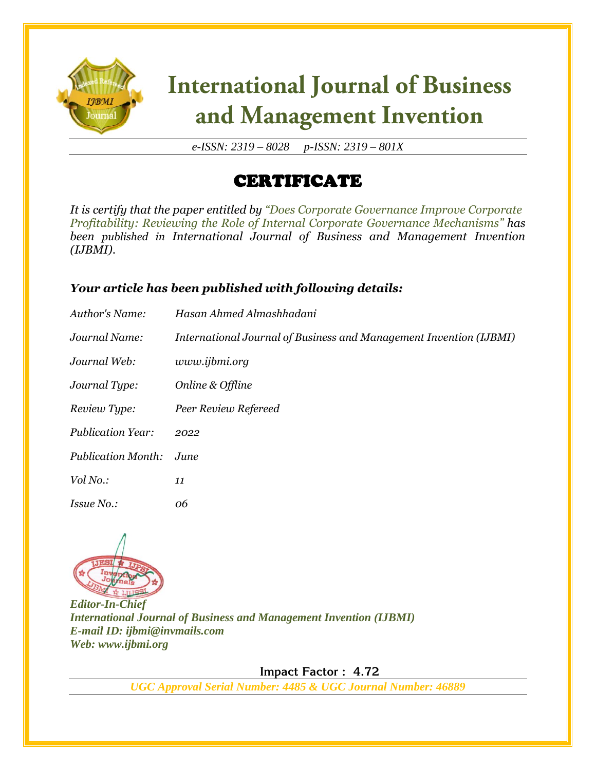# International Journal of Business and Management Invention

*e-ISSN: 2319 – 8028 p-ISSN: 2319 – 801X*

## CERTIFICATE

*It is certify that the paper entitled by "Does Corporate Governance Improve Corporate Profitability: Reviewing the Role of Internal Corporate Governance Mechanisms" has been published in International Journal of Business and Management Invention (IJBMI).*

### *Your article has been published with following details:*

| | |
|---|---|
| *Author's Name:* | *Hasan Ahmed Almashhadani* |
| *Journal Name:* | *International Journal of Business and Management Invention (IJBMI)* |
| *Journal Web:* | *www.ijbmi.org* |
| *Journal Type:* | *Online & Offline* |
| *Review Type:* | *Peer Review Refereed* |
| *Publication Year:* | *2022* |
| *Publication Month:* | *June* |
| *Vol No.:* | *11* |
| *Issue No.:* | *06* |

***Editor-In-Chief***
***International Journal of Business and Management Invention (IJBMI)***
***E-mail ID: ijbmi@invmails.com***
***Web: www.ijbmi.org***

**Impact Factor : 4.72**

***UGC Approval Serial Number: 4485 & UGC Journal Number: 46889***